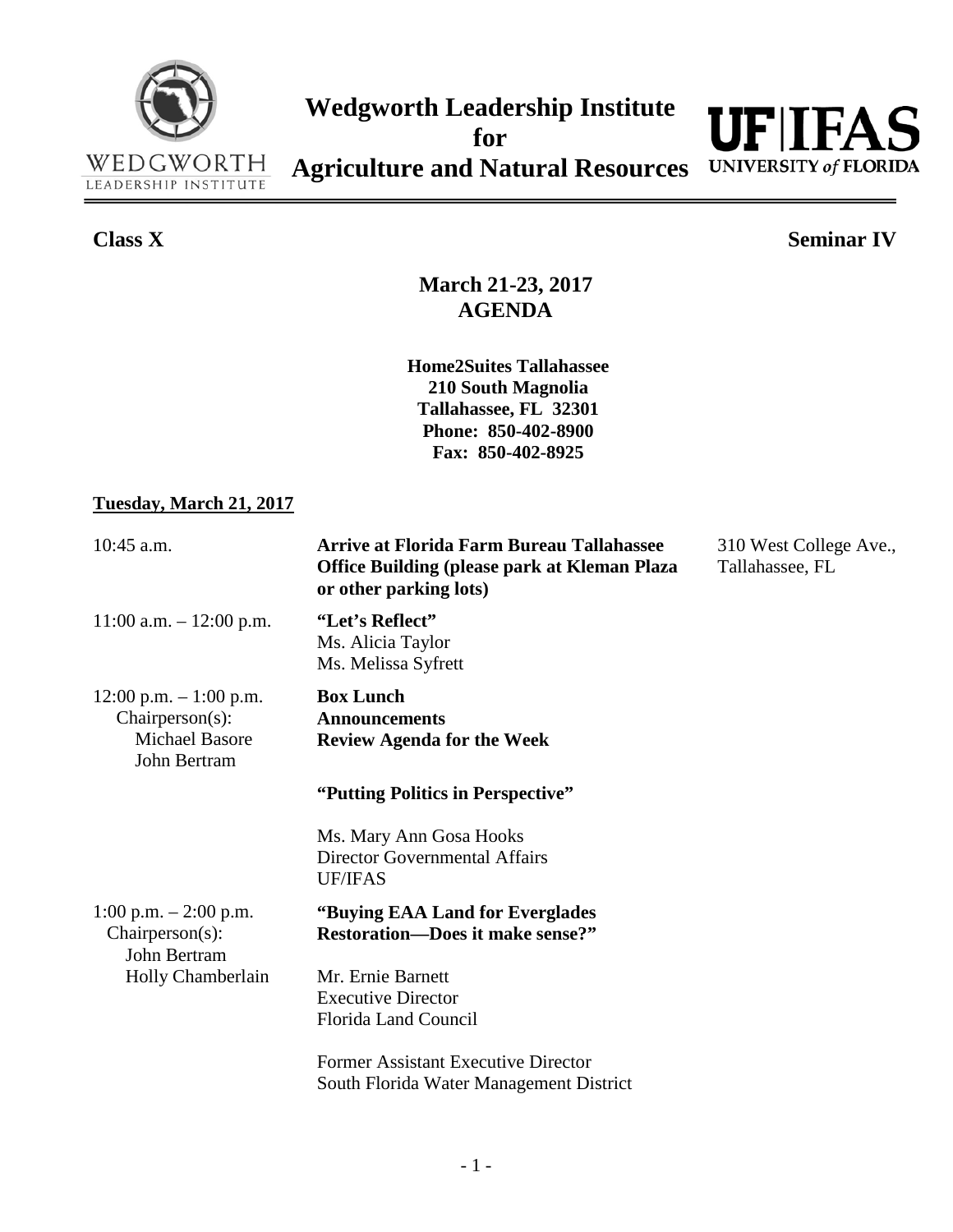# Wedgworth Leadership Institute for Agriculture and Natural Resources

WEDGWORTH LEADERSHIP INSTITUTE

UF|IFAS UNIVERSITY of FLORIDA

**Class X** **Seminar IV**

## March 21-23, 2017
## AGENDA

**Home2Suites Tallahassee**
**210 South Magnolia**
**Tallahassee, FL 32301**
**Phone: 850-402-8900**
**Fax: 850-402-8925**

### Tuesday, March 21, 2017

| Time | Session | Location |
| --- | --- | --- |
| 10:45 a.m. | **Arrive at Florida Farm Bureau Tallahassee Office Building (please park at Kleman Plaza or other parking lots)** | 310 West College Ave., Tallahassee, FL |
| 11:00 a.m. – 12:00 p.m. | **"Let's Reflect"**<br>Ms. Alicia Taylor<br>Ms. Melissa Syfrett | |
| 12:00 p.m. – 1:00 p.m.<br>Chairperson(s):<br>Michael Basore<br>John Bertram | **Box Lunch**<br>**Announcements**<br>**Review Agenda for the Week**<br><br>**"Putting Politics in Perspective"**<br><br>Ms. Mary Ann Gosa Hooks<br>Director Governmental Affairs<br>UF/IFAS | |
| 1:00 p.m. – 2:00 p.m.<br>Chairperson(s):<br>John Bertram<br>Holly Chamberlain | **"Buying EAA Land for Everglades Restoration—Does it make sense?"**<br><br>Mr. Ernie Barnett<br>Executive Director<br>Florida Land Council<br><br>Former Assistant Executive Director<br>South Florida Water Management District | |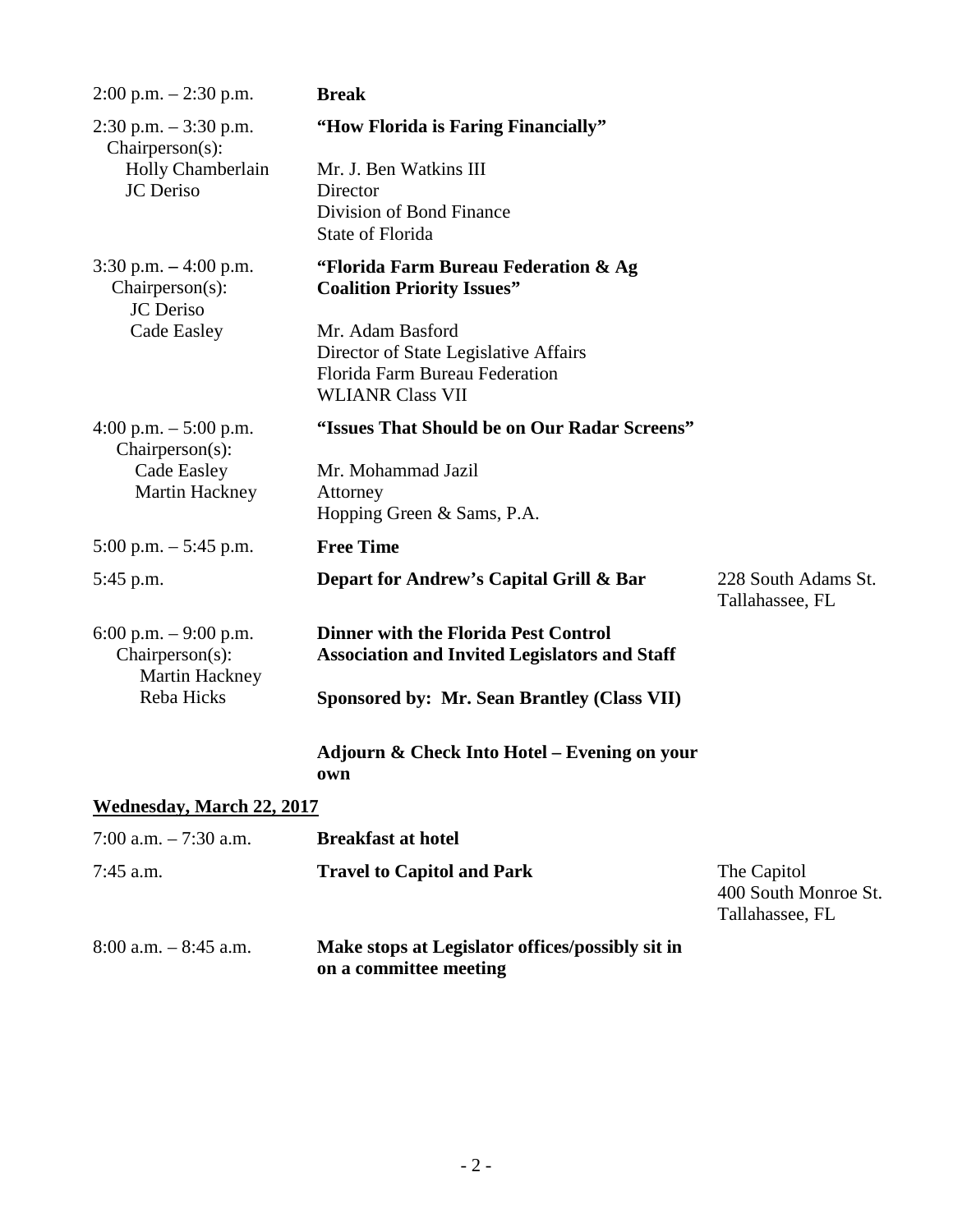| | | |
|---|---|---|
| 2:00 p.m. – 2:30 p.m. | **Break** | |
| 2:30 p.m. – 3:30 p.m.<br>Chairperson(s):<br>Holly Chamberlain<br>JC Deriso | **"How Florida is Faring Financially"**<br><br>Mr. J. Ben Watkins III<br>Director<br>Division of Bond Finance<br>State of Florida | |
| 3:30 p.m. – 4:00 p.m.<br>Chairperson(s):<br>JC Deriso<br>Cade Easley | **"Florida Farm Bureau Federation & Ag Coalition Priority Issues"**<br><br>Mr. Adam Basford<br>Director of State Legislative Affairs<br>Florida Farm Bureau Federation<br>WLIANR Class VII | |
| 4:00 p.m. – 5:00 p.m.<br>Chairperson(s):<br>Cade Easley<br>Martin Hackney | **"Issues That Should be on Our Radar Screens"**<br><br>Mr. Mohammad Jazil<br>Attorney<br>Hopping Green & Sams, P.A. | |
| 5:00 p.m. – 5:45 p.m. | **Free Time** | |
| 5:45 p.m. | **Depart for Andrew's Capital Grill & Bar** | 228 South Adams St.<br>Tallahassee, FL |
| 6:00 p.m. – 9:00 p.m.<br>Chairperson(s):<br>Martin Hackney<br>Reba Hicks | **Dinner with the Florida Pest Control Association and Invited Legislators and Staff**<br><br>**Sponsored by: Mr. Sean Brantley (Class VII)** | |
| | **Adjourn & Check Into Hotel – Evening on your own** | |

**Wednesday, March 22, 2017**

| | | |
|---|---|---|
| 7:00 a.m. – 7:30 a.m. | **Breakfast at hotel** | |
| 7:45 a.m. | **Travel to Capitol and Park** | The Capitol<br>400 South Monroe St.<br>Tallahassee, FL |
| 8:00 a.m. – 8:45 a.m. | **Make stops at Legislator offices/possibly sit in on a committee meeting** | |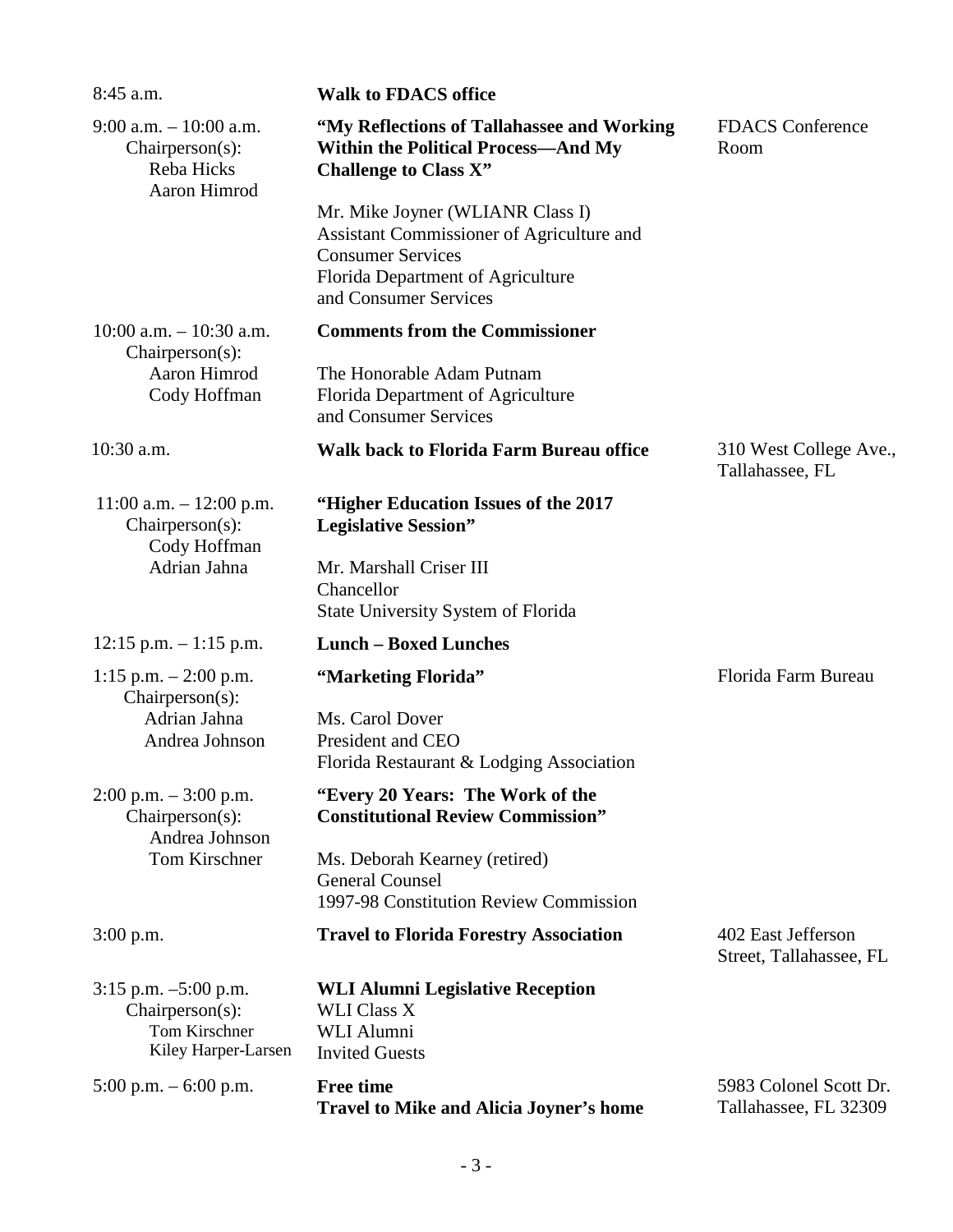| Time | Event | Location |
|---|---|---|
| 8:45 a.m. | **Walk to FDACS office** | |
| 9:00 a.m. – 10:00 a.m.<br>Chairperson(s):<br>Reba Hicks<br>Aaron Himrod | **"My Reflections of Tallahassee and Working Within the Political Process—And My Challenge to Class X"**<br><br>Mr. Mike Joyner (WLIANR Class I)<br>Assistant Commissioner of Agriculture and Consumer Services<br>Florida Department of Agriculture and Consumer Services | FDACS Conference Room |
| 10:00 a.m. – 10:30 a.m.<br>Chairperson(s):<br>Aaron Himrod<br>Cody Hoffman | **Comments from the Commissioner**<br><br>The Honorable Adam Putnam<br>Florida Department of Agriculture and Consumer Services | |
| 10:30 a.m. | **Walk back to Florida Farm Bureau office** | 310 West College Ave., Tallahassee, FL |
| 11:00 a.m. – 12:00 p.m.<br>Chairperson(s):<br>Cody Hoffman<br>Adrian Jahna | **"Higher Education Issues of the 2017 Legislative Session"**<br><br>Mr. Marshall Criser III<br>Chancellor<br>State University System of Florida | |
| 12:15 p.m. – 1:15 p.m. | **Lunch – Boxed Lunches** | |
| 1:15 p.m. – 2:00 p.m.<br>Chairperson(s):<br>Adrian Jahna<br>Andrea Johnson | **"Marketing Florida"**<br><br>Ms. Carol Dover<br>President and CEO<br>Florida Restaurant & Lodging Association | Florida Farm Bureau |
| 2:00 p.m. – 3:00 p.m.<br>Chairperson(s):<br>Andrea Johnson<br>Tom Kirschner | **"Every 20 Years: The Work of the Constitutional Review Commission"**<br><br>Ms. Deborah Kearney (retired)<br>General Counsel<br>1997-98 Constitution Review Commission | |
| 3:00 p.m. | **Travel to Florida Forestry Association** | 402 East Jefferson Street, Tallahassee, FL |
| 3:15 p.m. –5:00 p.m.<br>Chairperson(s):<br>Tom Kirschner<br>Kiley Harper-Larsen | **WLI Alumni Legislative Reception**<br>WLI Class X<br>WLI Alumni<br>Invited Guests | |
| 5:00 p.m. – 6:00 p.m. | **Free time**<br>**Travel to Mike and Alicia Joyner's home** | 5983 Colonel Scott Dr. Tallahassee, FL 32309 |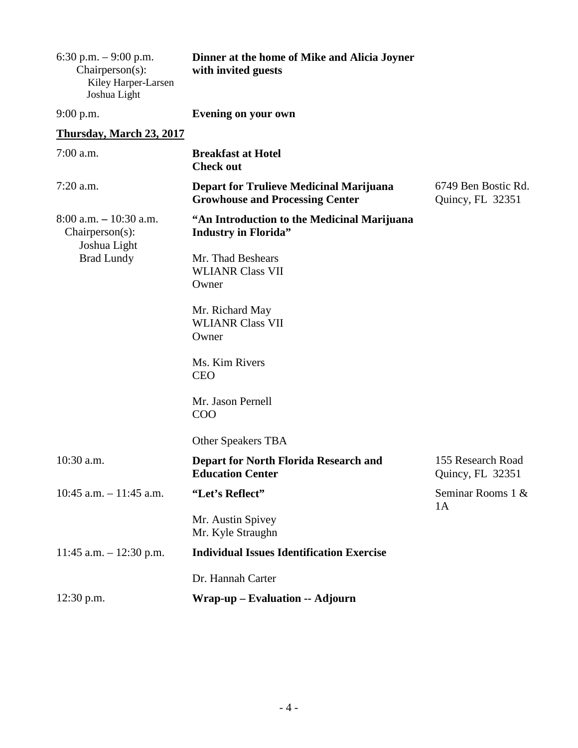| | | |
|---|---|---|
| 6:30 p.m. – 9:00 p.m.<br>Chairperson(s):<br>Kiley Harper-Larsen<br>Joshua Light | **Dinner at the home of Mike and Alicia Joyner with invited guests** | |
| 9:00 p.m. | **Evening on your own** | |
| **<u>Thursday, March 23, 2017</u>** | | |
| 7:00 a.m. | **Breakfast at Hotel**<br>**Check out** | |
| 7:20 a.m. | **Depart for Trulieve Medicinal Marijuana Growhouse and Processing Center** | 6749 Ben Bostic Rd.<br>Quincy, FL 32351 |
| 8:00 a.m. – 10:30 a.m.<br>Chairperson(s):<br>Joshua Light<br>Brad Lundy | **"An Introduction to the Medicinal Marijuana Industry in Florida"**<br><br>Mr. Thad Beshears<br>WLIANR Class VII<br>Owner<br><br>Mr. Richard May<br>WLIANR Class VII<br>Owner<br><br>Ms. Kim Rivers<br>CEO<br><br>Mr. Jason Pernell<br>COO<br><br>Other Speakers TBA | |
| 10:30 a.m. | **Depart for North Florida Research and Education Center** | 155 Research Road<br>Quincy, FL 32351 |
| 10:45 a.m. – 11:45 a.m. | **"Let's Reflect"**<br><br>Mr. Austin Spivey<br>Mr. Kyle Straughn | Seminar Rooms 1 & 1A |
| 11:45 a.m. – 12:30 p.m. | **Individual Issues Identification Exercise**<br><br>Dr. Hannah Carter | |
| 12:30 p.m. | **Wrap-up – Evaluation -- Adjourn** | |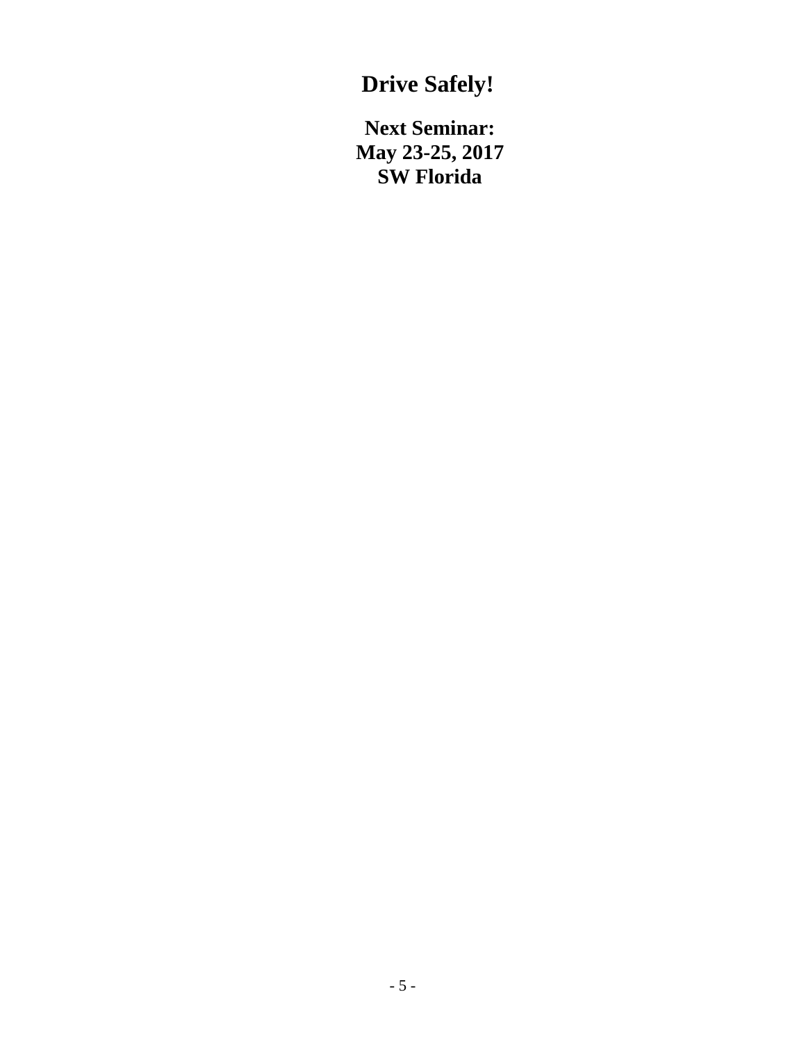# Drive Safely!

**Next Seminar:**
**May 23-25, 2017**
**SW Florida**